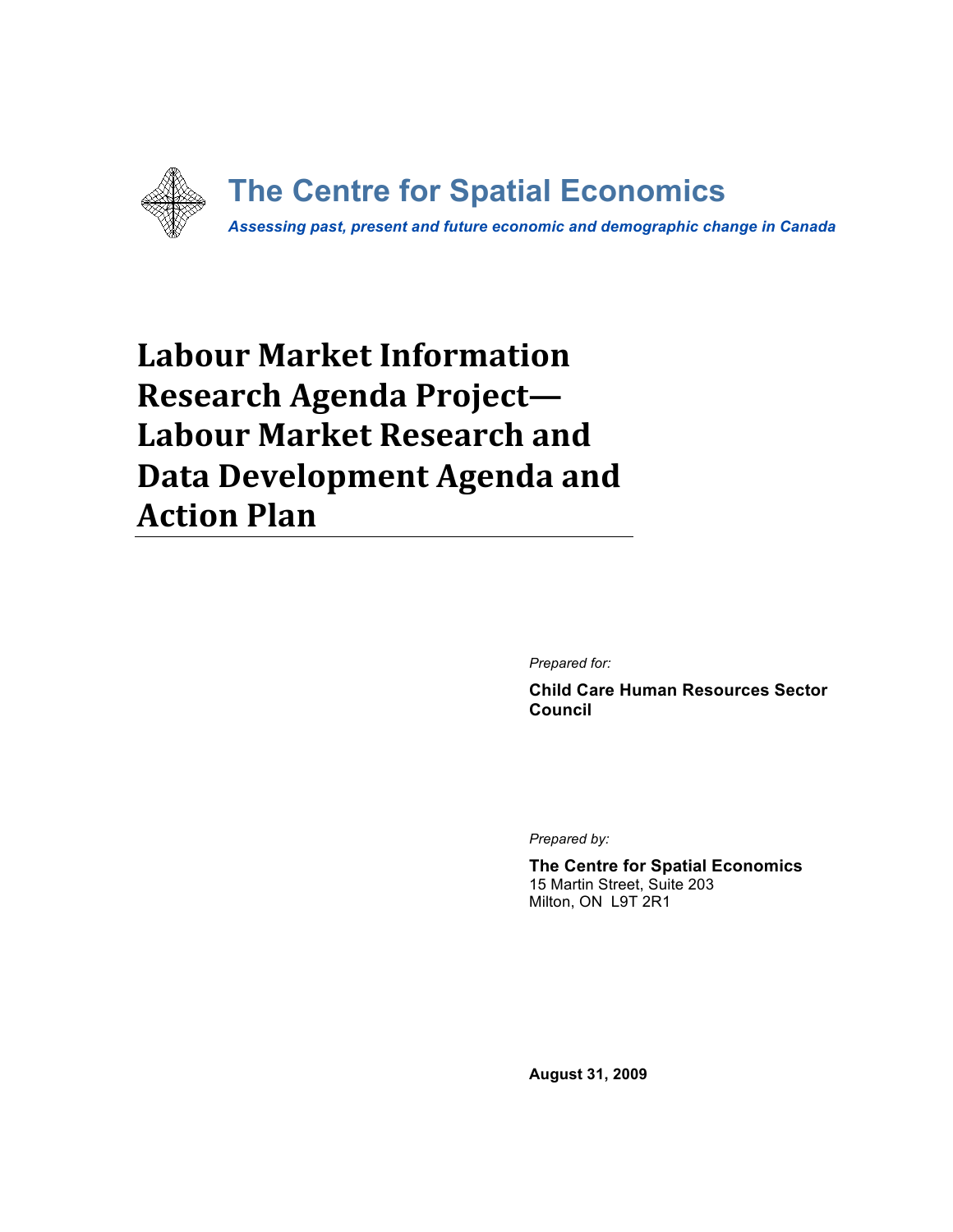**The Centre for Spatial Economics**

*Assessing past, present and future economic and demographic change in Canada*

# Labour Market Information Research Agenda Project— Labour Market Research and Data Development Agenda and Action Plan

*Prepared for:*

**Child Care Human Resources Sector Council**

*Prepared by:*

**The Centre for Spatial Economics**
15 Martin Street, Suite 203
Milton, ON L9T 2R1

**August 31, 2009**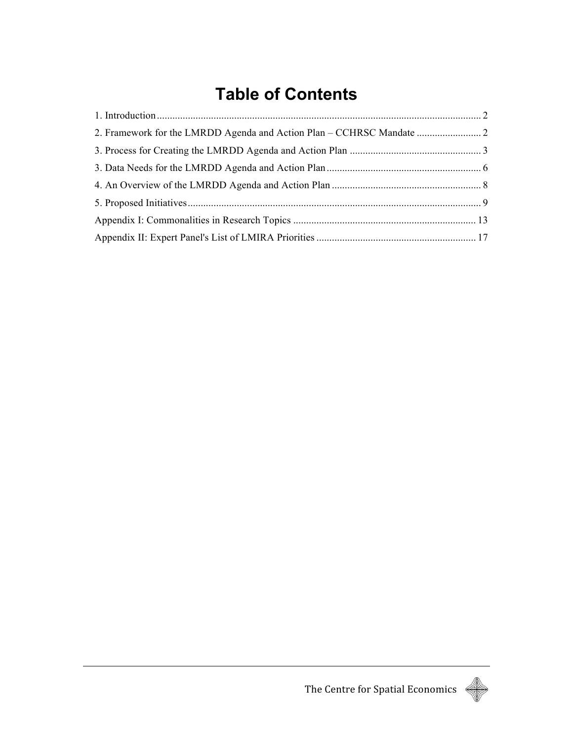# Table of Contents

1. Introduction ........................................................................................................................ 2
2. Framework for the LMRDD Agenda and Action Plan – CCHRSC Mandate ......................... 2
3. Process for Creating the LMRDD Agenda and Action Plan .................................................. 3
3. Data Needs for the LMRDD Agenda and Action Plan ........................................................... 6
4. An Overview of the LMRDD Agenda and Action Plan .......................................................... 8
5. Proposed Initiatives ............................................................................................................... 9

Appendix I: Commonalities in Research Topics ...................................................................... 13

Appendix II: Expert Panel's List of LMIRA Priorities ............................................................. 17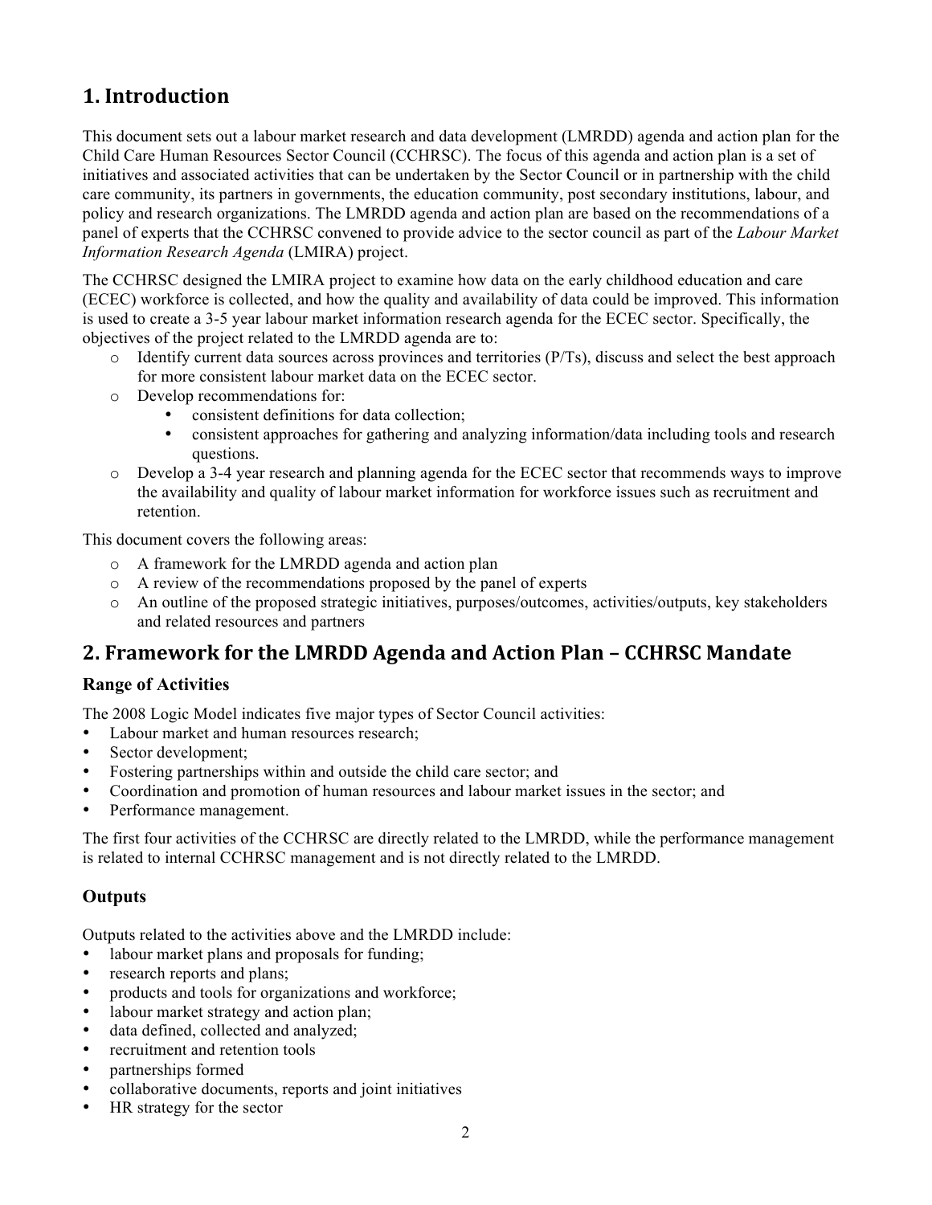# 1. Introduction

This document sets out a labour market research and data development (LMRDD) agenda and action plan for the Child Care Human Resources Sector Council (CCHRSC). The focus of this agenda and action plan is a set of initiatives and associated activities that can be undertaken by the Sector Council or in partnership with the child care community, its partners in governments, the education community, post secondary institutions, labour, and policy and research organizations. The LMRDD agenda and action plan are based on the recommendations of a panel of experts that the CCHRSC convened to provide advice to the sector council as part of the *Labour Market Information Research Agenda* (LMIRA) project.

The CCHRSC designed the LMIRA project to examine how data on the early childhood education and care (ECEC) workforce is collected, and how the quality and availability of data could be improved. This information is used to create a 3-5 year labour market information research agenda for the ECEC sector. Specifically, the objectives of the project related to the LMRDD agenda are to:

- Identify current data sources across provinces and territories (P/Ts), discuss and select the best approach for more consistent labour market data on the ECEC sector.
- Develop recommendations for:
    - consistent definitions for data collection;
    - consistent approaches for gathering and analyzing information/data including tools and research questions.
- Develop a 3-4 year research and planning agenda for the ECEC sector that recommends ways to improve the availability and quality of labour market information for workforce issues such as recruitment and retention.

This document covers the following areas:

- A framework for the LMRDD agenda and action plan
- A review of the recommendations proposed by the panel of experts
- An outline of the proposed strategic initiatives, purposes/outcomes, activities/outputs, key stakeholders and related resources and partners

# 2. Framework for the LMRDD Agenda and Action Plan – CCHRSC Mandate

### Range of Activities

The 2008 Logic Model indicates five major types of Sector Council activities:

- Labour market and human resources research;
- Sector development;
- Fostering partnerships within and outside the child care sector; and
- Coordination and promotion of human resources and labour market issues in the sector; and
- Performance management.

The first four activities of the CCHRSC are directly related to the LMRDD, while the performance management is related to internal CCHRSC management and is not directly related to the LMRDD.

### Outputs

Outputs related to the activities above and the LMRDD include:

- labour market plans and proposals for funding;
- research reports and plans;
- products and tools for organizations and workforce;
- labour market strategy and action plan;
- data defined, collected and analyzed;
- recruitment and retention tools
- partnerships formed
- collaborative documents, reports and joint initiatives
- HR strategy for the sector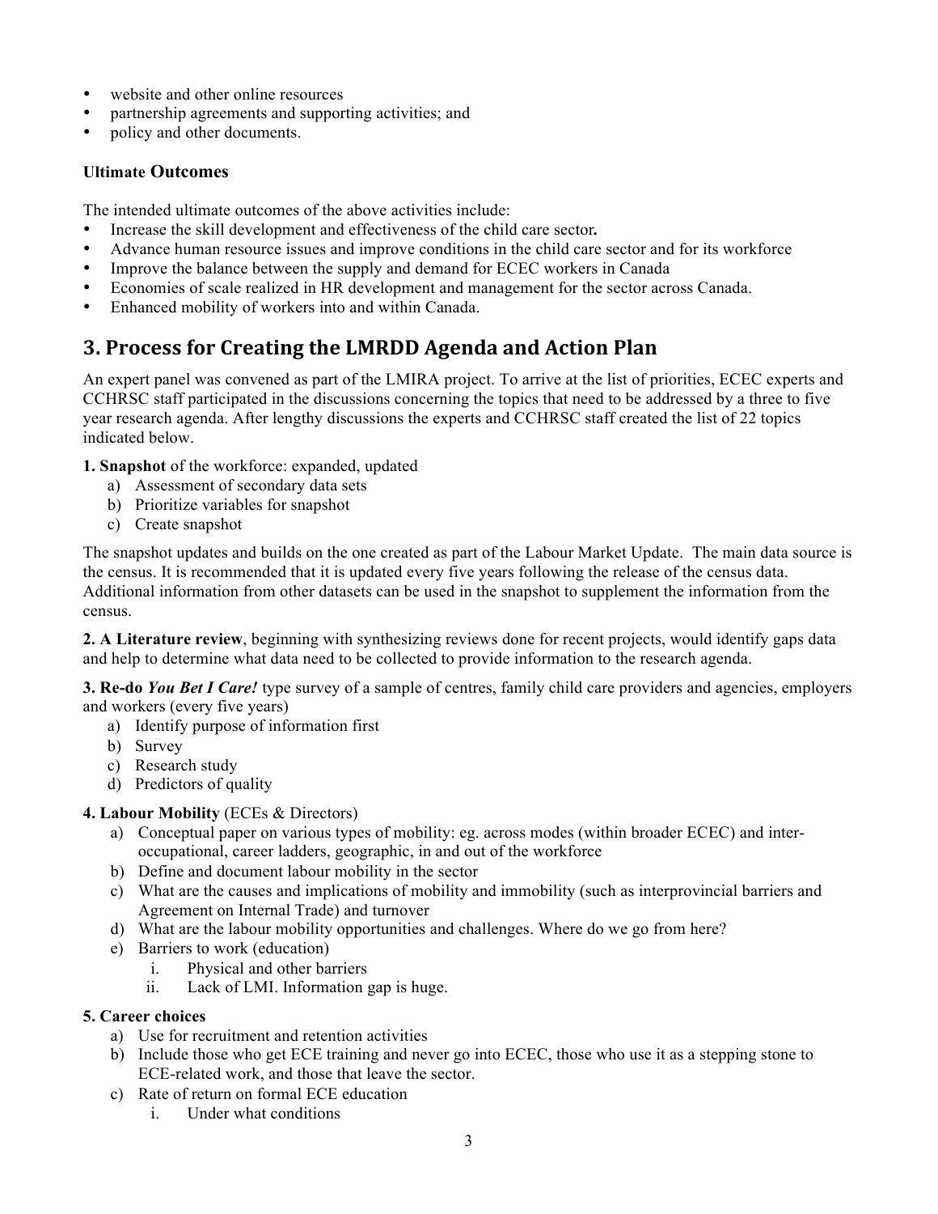- website and other online resources
- partnership agreements and supporting activities; and
- policy and other documents.

### Ultimate Outcomes

The intended ultimate outcomes of the above activities include:

- Increase the skill development and effectiveness of the child care sector**.**
- Advance human resource issues and improve conditions in the child care sector and for its workforce
- Improve the balance between the supply and demand for ECEC workers in Canada
- Economies of scale realized in HR development and management for the sector across Canada.
- Enhanced mobility of workers into and within Canada.

## 3. Process for Creating the LMRDD Agenda and Action Plan

An expert panel was convened as part of the LMIRA project. To arrive at the list of priorities, ECEC experts and CCHRSC staff participated in the discussions concerning the topics that need to be addressed by a three to five year research agenda. After lengthy discussions the experts and CCHRSC staff created the list of 22 topics indicated below.

**1. Snapshot** of the workforce: expanded, updated

a) Assessment of secondary data sets
b) Prioritize variables for snapshot
c) Create snapshot

The snapshot updates and builds on the one created as part of the Labour Market Update. The main data source is the census. It is recommended that it is updated every five years following the release of the census data. Additional information from other datasets can be used in the snapshot to supplement the information from the census.

**2. A Literature review**, beginning with synthesizing reviews done for recent projects, would identify gaps data and help to determine what data need to be collected to provide information to the research agenda.

**3. Re-do *You Bet I Care!*** type survey of a sample of centres, family child care providers and agencies, employers and workers (every five years)

a) Identify purpose of information first
b) Survey
c) Research study
d) Predictors of quality

**4. Labour Mobility** (ECEs & Directors)

a) Conceptual paper on various types of mobility: eg. across modes (within broader ECEC) and inter-occupational, career ladders, geographic, in and out of the workforce
b) Define and document labour mobility in the sector
c) What are the causes and implications of mobility and immobility (such as interprovincial barriers and Agreement on Internal Trade) and turnover
d) What are the labour mobility opportunities and challenges. Where do we go from here?
e) Barriers to work (education)
   i. Physical and other barriers
   ii. Lack of LMI. Information gap is huge.

**5. Career choices**

a) Use for recruitment and retention activities
b) Include those who get ECE training and never go into ECEC, those who use it as a stepping stone to ECE-related work, and those that leave the sector.
c) Rate of return on formal ECE education
   i. Under what conditions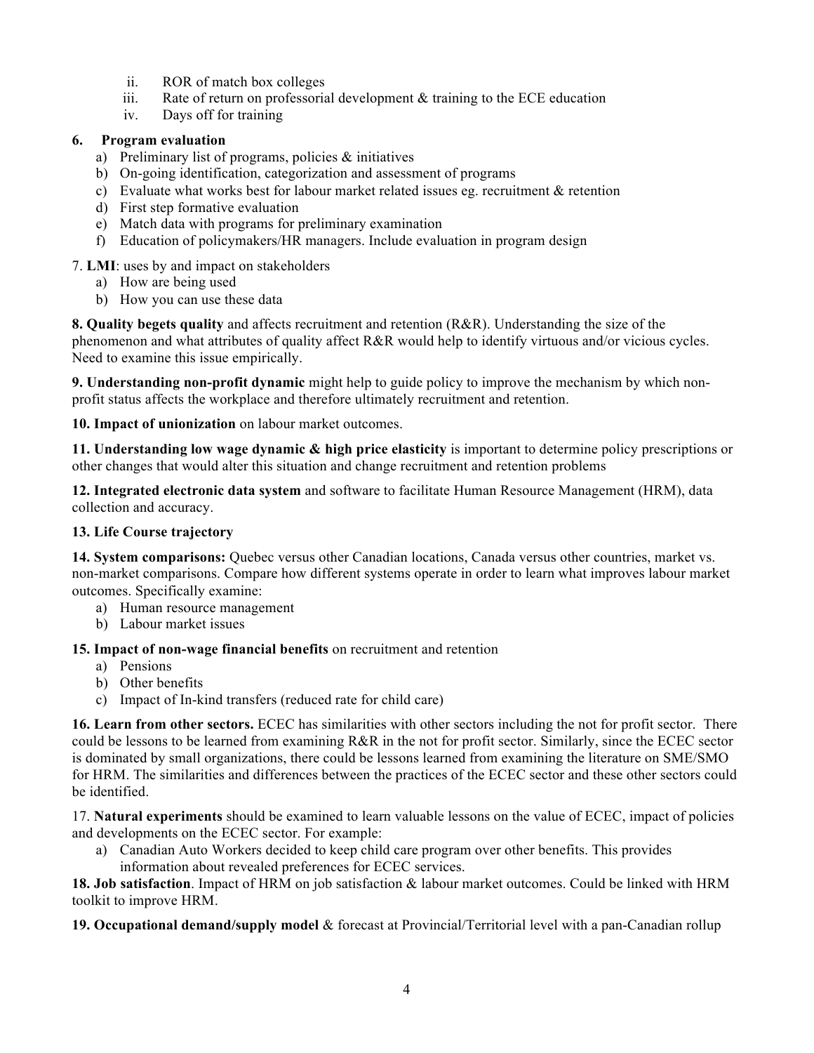ii. ROR of match box colleges
   iii. Rate of return on professorial development & training to the ECE education
   iv. Days off for training

**6. Program evaluation**

a) Preliminary list of programs, policies & initiatives
b) On-going identification, categorization and assessment of programs
c) Evaluate what works best for labour market related issues eg. recruitment & retention
d) First step formative evaluation
e) Match data with programs for preliminary examination
f) Education of policymakers/HR managers. Include evaluation in program design

7. **LMI**: uses by and impact on stakeholders

a) How are being used
b) How you can use these data

**8. Quality begets quality** and affects recruitment and retention (R&R). Understanding the size of the phenomenon and what attributes of quality affect R&R would help to identify virtuous and/or vicious cycles. Need to examine this issue empirically.

**9. Understanding non-profit dynamic** might help to guide policy to improve the mechanism by which non-profit status affects the workplace and therefore ultimately recruitment and retention.

**10. Impact of unionization** on labour market outcomes.

**11. Understanding low wage dynamic & high price elasticity** is important to determine policy prescriptions or other changes that would alter this situation and change recruitment and retention problems

**12. Integrated electronic data system** and software to facilitate Human Resource Management (HRM), data collection and accuracy.

**13. Life Course trajectory**

**14. System comparisons:** Quebec versus other Canadian locations, Canada versus other countries, market vs. non-market comparisons. Compare how different systems operate in order to learn what improves labour market outcomes. Specifically examine:

a) Human resource management
b) Labour market issues

**15. Impact of non-wage financial benefits** on recruitment and retention

a) Pensions
b) Other benefits
c) Impact of In-kind transfers (reduced rate for child care)

**16. Learn from other sectors.** ECEC has similarities with other sectors including the not for profit sector. There could be lessons to be learned from examining R&R in the not for profit sector. Similarly, since the ECEC sector is dominated by small organizations, there could be lessons learned from examining the literature on SME/SMO for HRM. The similarities and differences between the practices of the ECEC sector and these other sectors could be identified.

17. **Natural experiments** should be examined to learn valuable lessons on the value of ECEC, impact of policies and developments on the ECEC sector. For example:

a) Canadian Auto Workers decided to keep child care program over other benefits. This provides information about revealed preferences for ECEC services.

**18. Job satisfaction**. Impact of HRM on job satisfaction & labour market outcomes. Could be linked with HRM toolkit to improve HRM.

**19. Occupational demand/supply model** & forecast at Provincial/Territorial level with a pan-Canadian rollup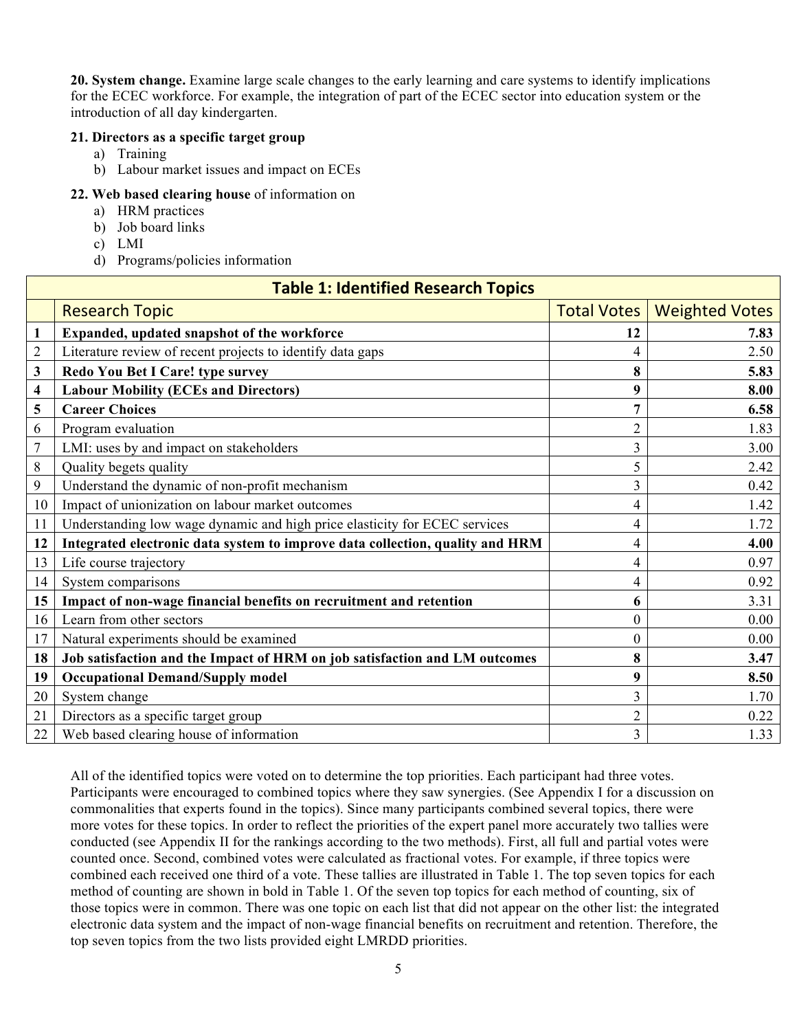**20. System change.** Examine large scale changes to the early learning and care systems to identify implications for the ECEC workforce. For example, the integration of part of the ECEC sector into education system or the introduction of all day kindergarten.

**21. Directors as a specific target group**

a) Training
b) Labour market issues and impact on ECEs

**22. Web based clearing house** of information on

a) HRM practices
b) Job board links
c) LMI
d) Programs/policies information

**Table 1: Identified Research Topics**

| | Research Topic | Total Votes | Weighted Votes |
|---|---|---|---|
| **1** | **Expanded, updated snapshot of the workforce** | **12** | **7.83** |
| 2 | Literature review of recent projects to identify data gaps | 4 | 2.50 |
| **3** | **Redo You Bet I Care! type survey** | **8** | **5.83** |
| **4** | **Labour Mobility (ECEs and Directors)** | **9** | **8.00** |
| **5** | **Career Choices** | **7** | **6.58** |
| 6 | Program evaluation | 2 | 1.83 |
| 7 | LMI: uses by and impact on stakeholders | 3 | 3.00 |
| 8 | Quality begets quality | 5 | 2.42 |
| 9 | Understand the dynamic of non-profit mechanism | 3 | 0.42 |
| 10 | Impact of unionization on labour market outcomes | 4 | 1.42 |
| 11 | Understanding low wage dynamic and high price elasticity for ECEC services | 4 | 1.72 |
| **12** | **Integrated electronic data system to improve data collection, quality and HRM** | 4 | **4.00** |
| 13 | Life course trajectory | 4 | 0.97 |
| 14 | System comparisons | 4 | 0.92 |
| **15** | **Impact of non-wage financial benefits on recruitment and retention** | **6** | 3.31 |
| 16 | Learn from other sectors | 0 | 0.00 |
| 17 | Natural experiments should be examined | 0 | 0.00 |
| **18** | **Job satisfaction and the Impact of HRM on job satisfaction and LM outcomes** | **8** | **3.47** |
| **19** | **Occupational Demand/Supply model** | **9** | **8.50** |
| 20 | System change | 3 | 1.70 |
| 21 | Directors as a specific target group | 2 | 0.22 |
| 22 | Web based clearing house of information | 3 | 1.33 |

All of the identified topics were voted on to determine the top priorities. Each participant had three votes. Participants were encouraged to combined topics where they saw synergies. (See Appendix I for a discussion on commonalities that experts found in the topics). Since many participants combined several topics, there were more votes for these topics. In order to reflect the priorities of the expert panel more accurately two tallies were conducted (see Appendix II for the rankings according to the two methods). First, all full and partial votes were counted once. Second, combined votes were calculated as fractional votes. For example, if three topics were combined each received one third of a vote. These tallies are illustrated in Table 1. The top seven topics for each method of counting are shown in bold in Table 1. Of the seven top topics for each method of counting, six of those topics were in common. There was one topic on each list that did not appear on the other list: the integrated electronic data system and the impact of non-wage financial benefits on recruitment and retention. Therefore, the top seven topics from the two lists provided eight LMRDD priorities.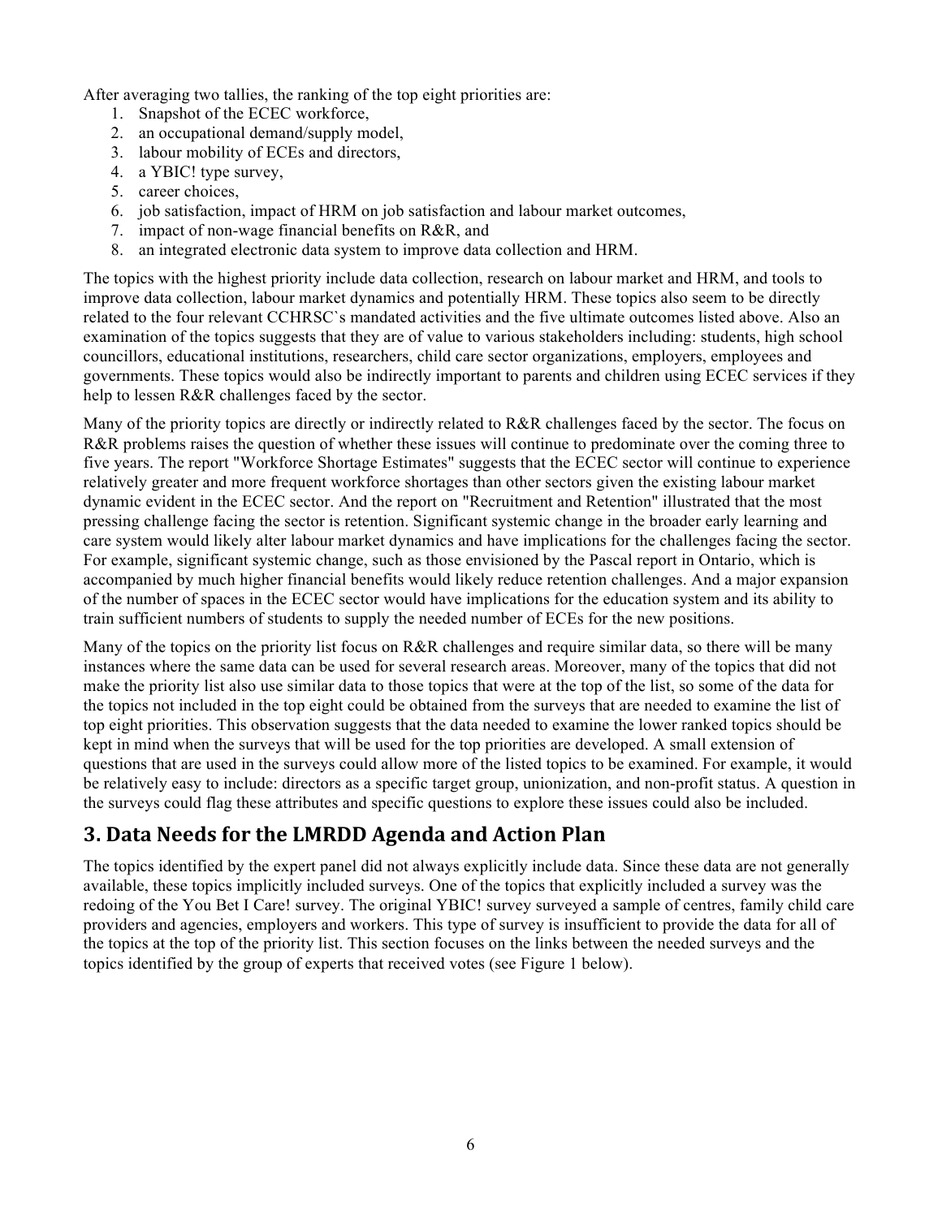After averaging two tallies, the ranking of the top eight priorities are:

1. Snapshot of the ECEC workforce,
2. an occupational demand/supply model,
3. labour mobility of ECEs and directors,
4. a YBIC! type survey,
5. career choices,
6. job satisfaction, impact of HRM on job satisfaction and labour market outcomes,
7. impact of non-wage financial benefits on R&R, and
8. an integrated electronic data system to improve data collection and HRM.

The topics with the highest priority include data collection, research on labour market and HRM, and tools to improve data collection, labour market dynamics and potentially HRM. These topics also seem to be directly related to the four relevant CCHRSC`s mandated activities and the five ultimate outcomes listed above. Also an examination of the topics suggests that they are of value to various stakeholders including: students, high school councillors, educational institutions, researchers, child care sector organizations, employers, employees and governments. These topics would also be indirectly important to parents and children using ECEC services if they help to lessen R&R challenges faced by the sector.

Many of the priority topics are directly or indirectly related to R&R challenges faced by the sector. The focus on R&R problems raises the question of whether these issues will continue to predominate over the coming three to five years. The report "Workforce Shortage Estimates" suggests that the ECEC sector will continue to experience relatively greater and more frequent workforce shortages than other sectors given the existing labour market dynamic evident in the ECEC sector. And the report on "Recruitment and Retention" illustrated that the most pressing challenge facing the sector is retention. Significant systemic change in the broader early learning and care system would likely alter labour market dynamics and have implications for the challenges facing the sector. For example, significant systemic change, such as those envisioned by the Pascal report in Ontario, which is accompanied by much higher financial benefits would likely reduce retention challenges. And a major expansion of the number of spaces in the ECEC sector would have implications for the education system and its ability to train sufficient numbers of students to supply the needed number of ECEs for the new positions.

Many of the topics on the priority list focus on R&R challenges and require similar data, so there will be many instances where the same data can be used for several research areas. Moreover, many of the topics that did not make the priority list also use similar data to those topics that were at the top of the list, so some of the data for the topics not included in the top eight could be obtained from the surveys that are needed to examine the list of top eight priorities. This observation suggests that the data needed to examine the lower ranked topics should be kept in mind when the surveys that will be used for the top priorities are developed. A small extension of questions that are used in the surveys could allow more of the listed topics to be examined. For example, it would be relatively easy to include: directors as a specific target group, unionization, and non-profit status. A question in the surveys could flag these attributes and specific questions to explore these issues could also be included.

## 3. Data Needs for the LMRDD Agenda and Action Plan

The topics identified by the expert panel did not always explicitly include data. Since these data are not generally available, these topics implicitly included surveys. One of the topics that explicitly included a survey was the redoing of the You Bet I Care! survey. The original YBIC! survey surveyed a sample of centres, family child care providers and agencies, employers and workers. This type of survey is insufficient to provide the data for all of the topics at the top of the priority list. This section focuses on the links between the needed surveys and the topics identified by the group of experts that received votes (see Figure 1 below).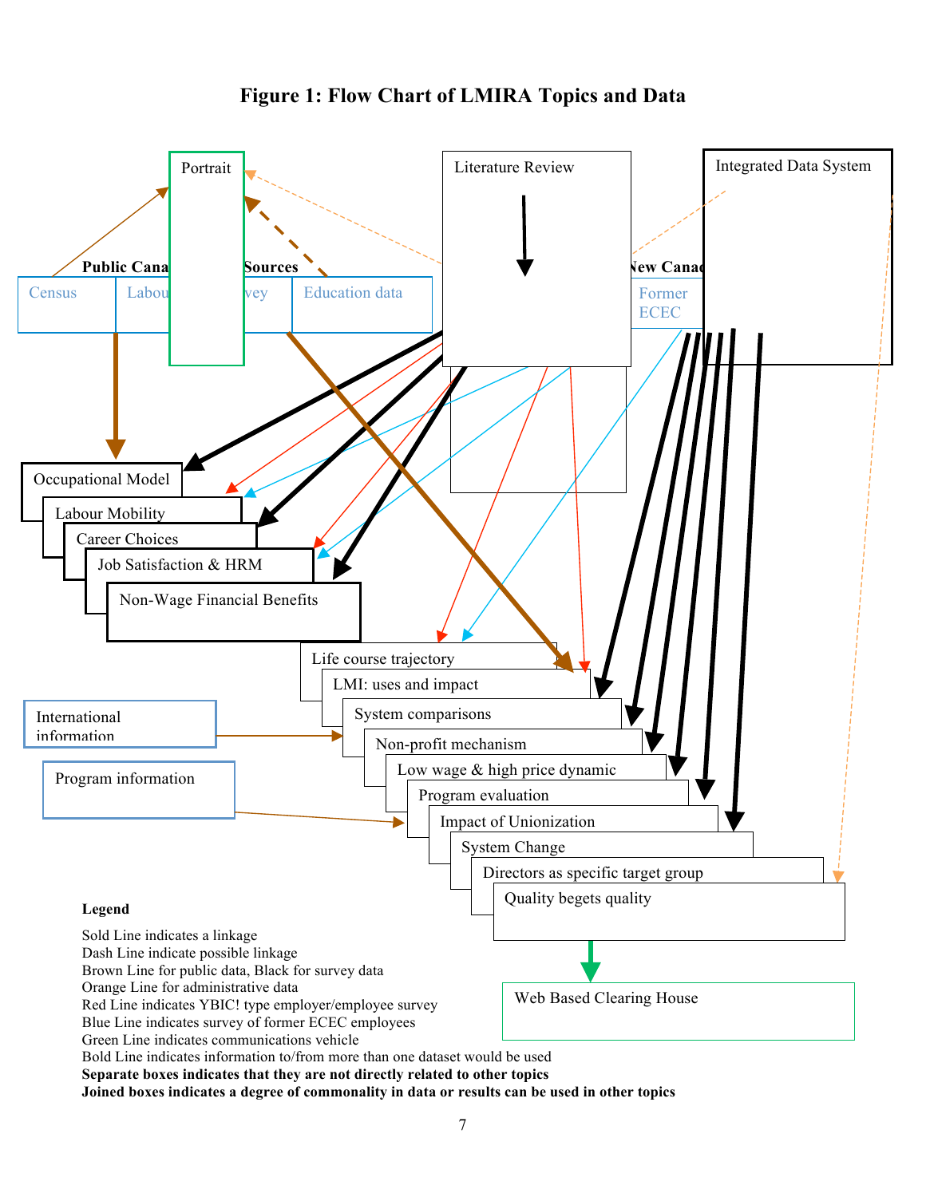# Figure 1: Flow Chart of LMIRA Topics and Data

Portrait

Literature Review

Integrated Data System

**Public Cana** ... **Sources**

Census | Labou ... vey | Education data

**New Canad**

Former ECEC

Occupational Model

Labour Mobility

Career Choices

Job Satisfaction & HRM

Non-Wage Financial Benefits

Life course trajectory

LMI: uses and impact

System comparisons

Non-profit mechanism

Low wage & high price dynamic

Program evaluation

Impact of Unionization

System Change

Directors as specific target group

Quality begets quality

International information

Program information

Web Based Clearing House

**Legend**

Sold Line indicates a linkage
Dash Line indicate possible linkage
Brown Line for public data, Black for survey data
Orange Line for administrative data
Red Line indicates YBIC! type employer/employee survey
Blue Line indicates survey of former ECEC employees
Green Line indicates communications vehicle
Bold Line indicates information to/from more than one dataset would be used
**Separate boxes indicates that they are not directly related to other topics**
**Joined boxes indicates a degree of commonality in data or results can be used in other topics**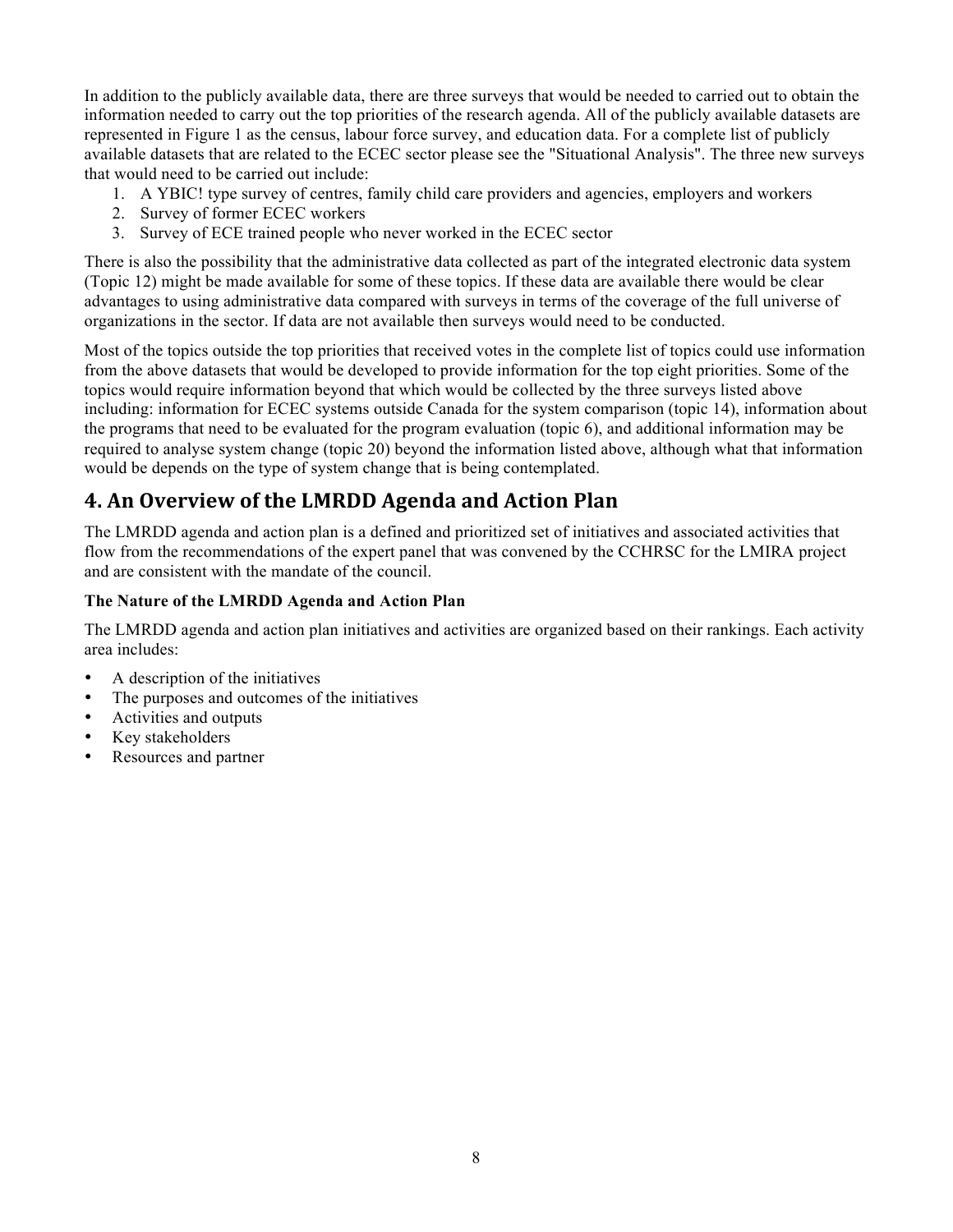In addition to the publicly available data, there are three surveys that would be needed to carried out to obtain the information needed to carry out the top priorities of the research agenda. All of the publicly available datasets are represented in Figure 1 as the census, labour force survey, and education data. For a complete list of publicly available datasets that are related to the ECEC sector please see the "Situational Analysis". The three new surveys that would need to be carried out include:

1. A YBIC! type survey of centres, family child care providers and agencies, employers and workers
2. Survey of former ECEC workers
3. Survey of ECE trained people who never worked in the ECEC sector

There is also the possibility that the administrative data collected as part of the integrated electronic data system (Topic 12) might be made available for some of these topics. If these data are available there would be clear advantages to using administrative data compared with surveys in terms of the coverage of the full universe of organizations in the sector. If data are not available then surveys would need to be conducted.

Most of the topics outside the top priorities that received votes in the complete list of topics could use information from the above datasets that would be developed to provide information for the top eight priorities. Some of the topics would require information beyond that which would be collected by the three surveys listed above including: information for ECEC systems outside Canada for the system comparison (topic 14), information about the programs that need to be evaluated for the program evaluation (topic 6), and additional information may be required to analyse system change (topic 20) beyond the information listed above, although what that information would be depends on the type of system change that is being contemplated.

## 4. An Overview of the LMRDD Agenda and Action Plan

The LMRDD agenda and action plan is a defined and prioritized set of initiatives and associated activities that flow from the recommendations of the expert panel that was convened by the CCHRSC for the LMIRA project and are consistent with the mandate of the council.

**The Nature of the LMRDD Agenda and Action Plan**

The LMRDD agenda and action plan initiatives and activities are organized based on their rankings. Each activity area includes:

- A description of the initiatives
- The purposes and outcomes of the initiatives
- Activities and outputs
- Key stakeholders
- Resources and partner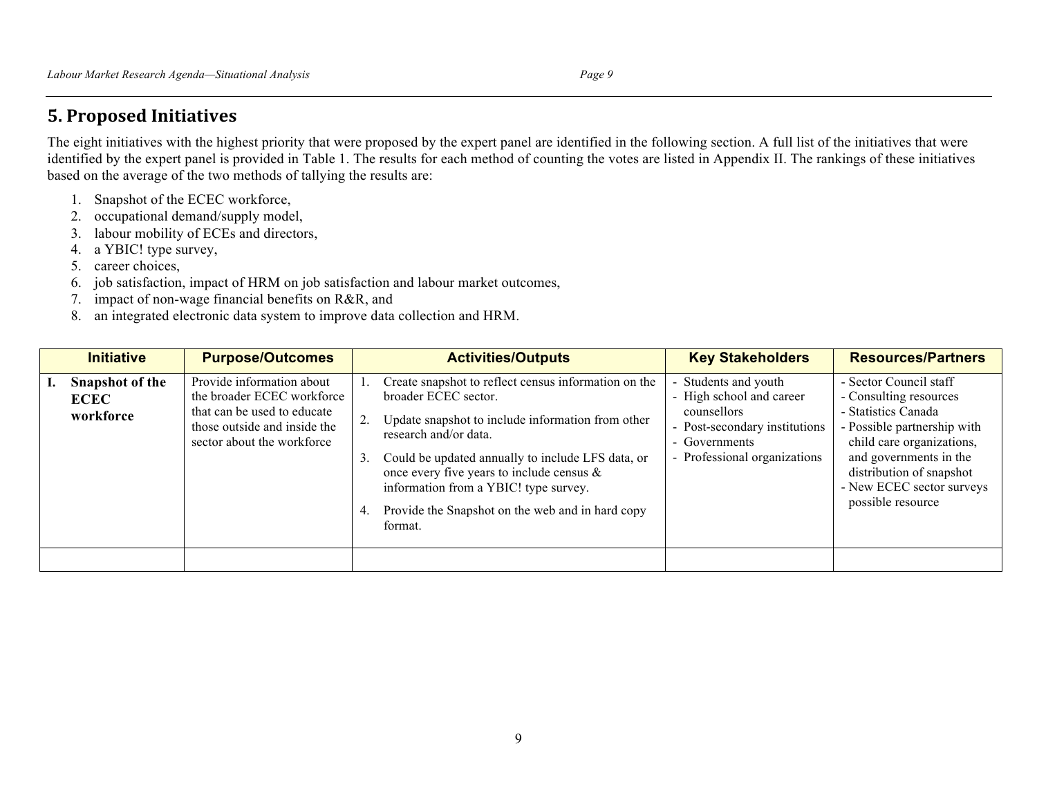## 5. Proposed Initiatives

The eight initiatives with the highest priority that were proposed by the expert panel are identified in the following section. A full list of the initiatives that were identified by the expert panel is provided in Table 1. The results for each method of counting the votes are listed in Appendix II. The rankings of these initiatives based on the average of the two methods of tallying the results are:

1. Snapshot of the ECEC workforce,
2. occupational demand/supply model,
3. labour mobility of ECEs and directors,
4. a YBIC! type survey,
5. career choices,
6. job satisfaction, impact of HRM on job satisfaction and labour market outcomes,
7. impact of non-wage financial benefits on R&R, and
8. an integrated electronic data system to improve data collection and HRM.

| Initiative | Purpose/Outcomes | Activities/Outputs | Key Stakeholders | Resources/Partners |
|---|---|---|---|---|
| **I. Snapshot of the ECEC workforce** | Provide information about the broader ECEC workforce that can be used to educate those outside and inside the sector about the workforce | 1. Create snapshot to reflect census information on the broader ECEC sector.<br>2. Update snapshot to include information from other research and/or data.<br>3. Could be updated annually to include LFS data, or once every five years to include census & information from a YBIC! type survey.<br>4. Provide the Snapshot on the web and in hard copy format. | - Students and youth<br>- High school and career counsellors<br>- Post-secondary institutions<br>- Governments<br>- Professional organizations | - Sector Council staff<br>- Consulting resources<br>- Statistics Canada<br>- Possible partnership with child care organizations, and governments in the distribution of snapshot<br>- New ECEC sector surveys possible resource |
| | | | | |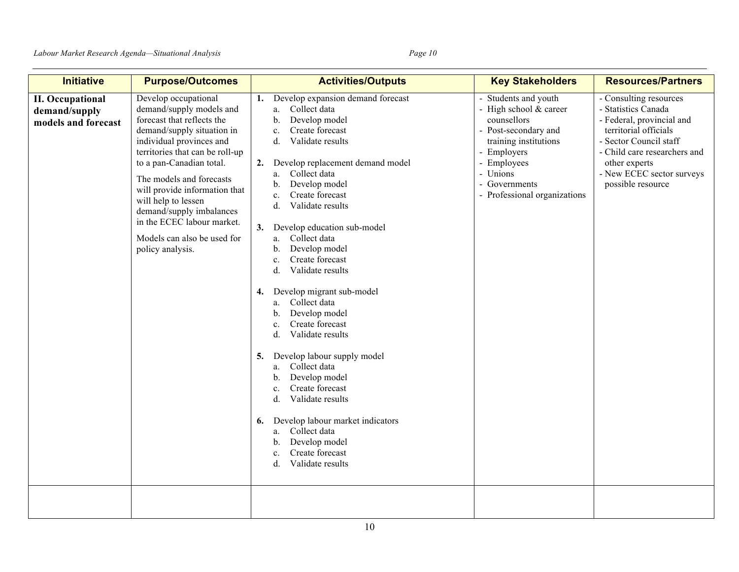| Initiative | Purpose/Outcomes | Activities/Outputs | Key Stakeholders | Resources/Partners |
|---|---|---|---|---|
| **II. Occupational demand/supply models and forecast** | Develop occupational demand/supply models and forecast that reflects the demand/supply situation in individual provinces and territories that can be roll-up to a pan-Canadian total.<br><br>The models and forecasts will provide information that will help to lessen demand/supply imbalances in the ECEC labour market.<br><br>Models can also be used for policy analysis. | **1.** Develop expansion demand forecast<br>a. Collect data<br>b. Develop model<br>c. Create forecast<br>d. Validate results<br><br>**2.** Develop replacement demand model<br>a. Collect data<br>b. Develop model<br>c. Create forecast<br>d. Validate results<br><br>**3.** Develop education sub-model<br>a. Collect data<br>b. Develop model<br>c. Create forecast<br>d. Validate results<br><br>**4.** Develop migrant sub-model<br>a. Collect data<br>b. Develop model<br>c. Create forecast<br>d. Validate results<br><br>**5.** Develop labour supply model<br>a. Collect data<br>b. Develop model<br>c. Create forecast<br>d. Validate results<br><br>**6.** Develop labour market indicators<br>a. Collect data<br>b. Develop model<br>c. Create forecast<br>d. Validate results | - Students and youth<br>- High school & career counsellors<br>- Post-secondary and training institutions<br>- Employers<br>- Employees<br>- Unions<br>- Governments<br>- Professional organizations | - Consulting resources<br>- Statistics Canada<br>- Federal, provincial and territorial officials<br>- Sector Council staff<br>- Child care researchers and other experts<br>- New ECEC sector surveys possible resource |
| | | | | |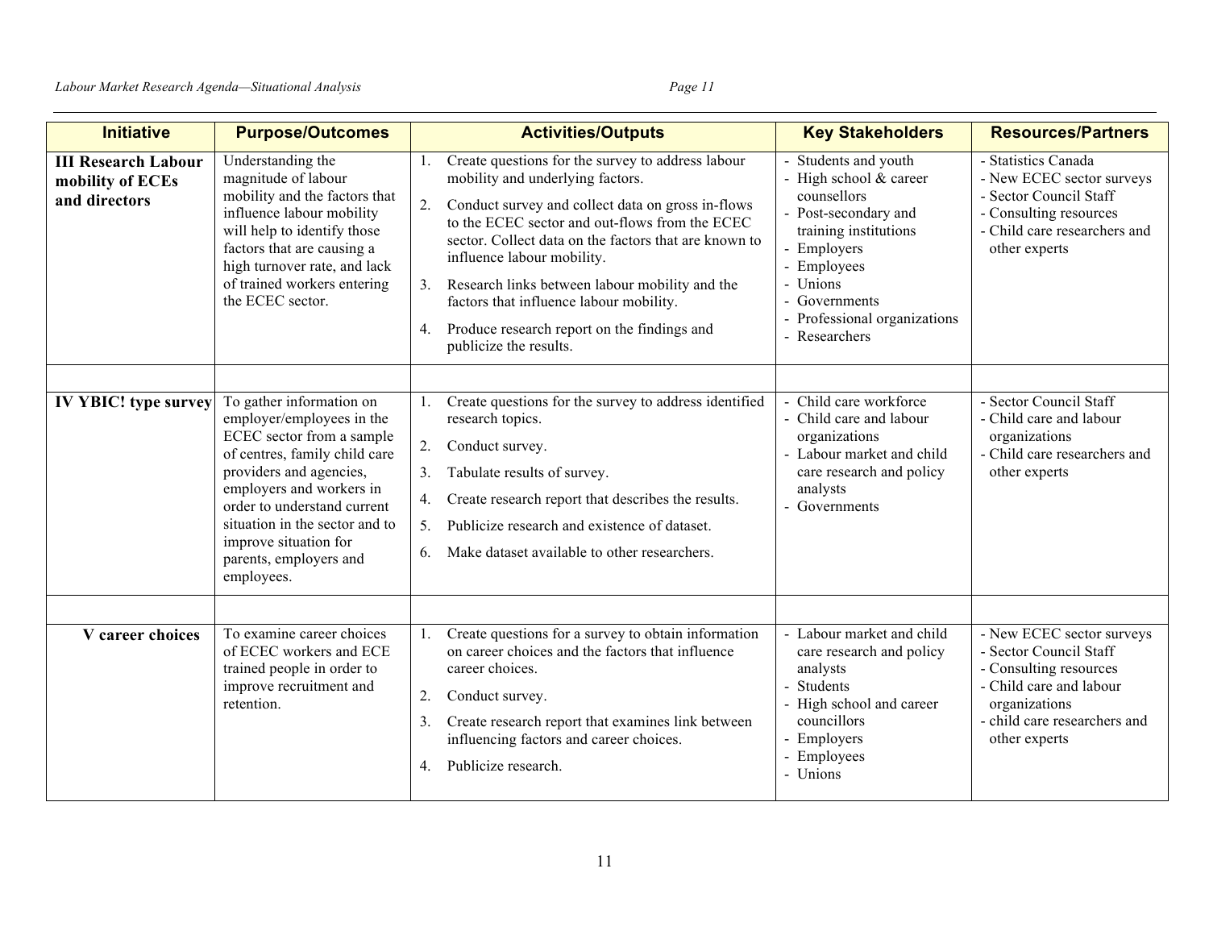| Initiative | Purpose/Outcomes | Activities/Outputs | Key Stakeholders | Resources/Partners |
|---|---|---|---|---|
| **III Research Labour mobility of ECEs and directors** | Understanding the magnitude of labour mobility and the factors that influence labour mobility will help to identify those factors that are causing a high turnover rate, and lack of trained workers entering the ECEC sector. | 1. Create questions for the survey to address labour mobility and underlying factors.<br>2. Conduct survey and collect data on gross in-flows to the ECEC sector and out-flows from the ECEC sector. Collect data on the factors that are known to influence labour mobility.<br>3. Research links between labour mobility and the factors that influence labour mobility.<br>4. Produce research report on the findings and publicize the results. | - Students and youth<br>- High school & career counsellors<br>- Post-secondary and training institutions<br>- Employers<br>- Employees<br>- Unions<br>- Governments<br>- Professional organizations<br>- Researchers | - Statistics Canada<br>- New ECEC sector surveys<br>- Sector Council Staff<br>- Consulting resources<br>- Child care researchers and other experts |
| | | | | |
| **IV YBIC! type survey** | To gather information on employer/employees in the ECEC sector from a sample of centres, family child care providers and agencies, employers and workers in order to understand current situation in the sector and to improve situation for parents, employers and employees. | 1. Create questions for the survey to address identified research topics.<br>2. Conduct survey.<br>3. Tabulate results of survey.<br>4. Create research report that describes the results.<br>5. Publicize research and existence of dataset.<br>6. Make dataset available to other researchers. | - Child care workforce<br>- Child care and labour organizations<br>- Labour market and child care research and policy analysts<br>- Governments | - Sector Council Staff<br>- Child care and labour organizations<br>- Child care researchers and other experts |
| | | | | |
| **V career choices** | To examine career choices of ECEC workers and ECE trained people in order to improve recruitment and retention. | 1. Create questions for a survey to obtain information on career choices and the factors that influence career choices.<br>2. Conduct survey.<br>3. Create research report that examines link between influencing factors and career choices.<br>4. Publicize research. | - Labour market and child care research and policy analysts<br>- Students<br>- High school and career councillors<br>- Employers<br>- Employees<br>- Unions | - New ECEC sector surveys<br>- Sector Council Staff<br>- Consulting resources<br>- Child care and labour organizations<br>- child care researchers and other experts |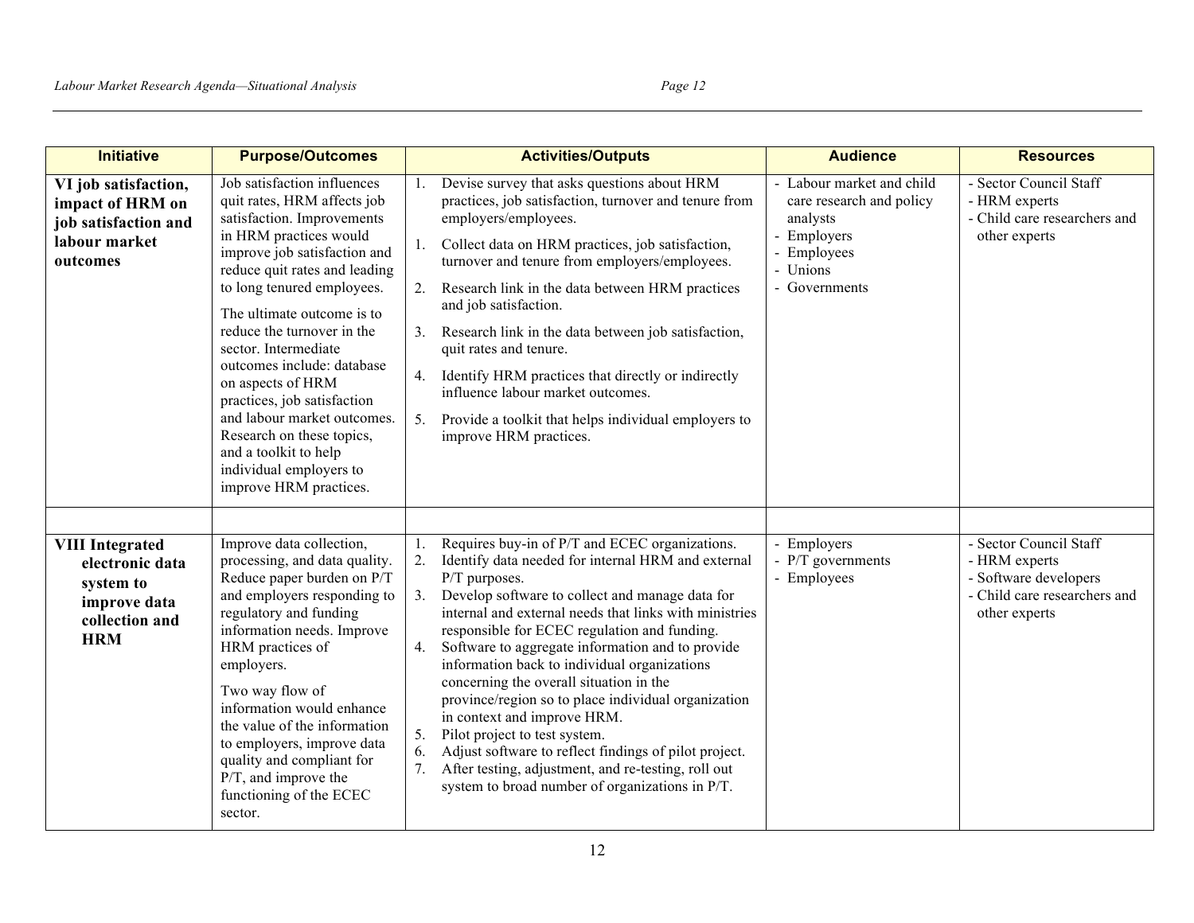| Initiative | Purpose/Outcomes | Activities/Outputs | Audience | Resources |
|---|---|---|---|---|
| **VI job satisfaction, impact of HRM on job satisfaction and labour market outcomes** | Job satisfaction influences quit rates, HRM affects job satisfaction. Improvements in HRM practices would improve job satisfaction and reduce quit rates and leading to long tenured employees.<br><br>The ultimate outcome is to reduce the turnover in the sector. Intermediate outcomes include: database on aspects of HRM practices, job satisfaction and labour market outcomes. Research on these topics, and a toolkit to help individual employers to improve HRM practices. | 1. Devise survey that asks questions about HRM practices, job satisfaction, turnover and tenure from employers/employees.<br>1. Collect data on HRM practices, job satisfaction, turnover and tenure from employers/employees.<br>2. Research link in the data between HRM practices and job satisfaction.<br>3. Research link in the data between job satisfaction, quit rates and tenure.<br>4. Identify HRM practices that directly or indirectly influence labour market outcomes.<br>5. Provide a toolkit that helps individual employers to improve HRM practices. | - Labour market and child care research and policy analysts<br>- Employers<br>- Employees<br>- Unions<br>- Governments | - Sector Council Staff<br>- HRM experts<br>- Child care researchers and other experts |
| | | | | |
| **VIII Integrated electronic data system to improve data collection and HRM** | Improve data collection, processing, and data quality. Reduce paper burden on P/T and employers responding to regulatory and funding information needs. Improve HRM practices of employers.<br><br>Two way flow of information would enhance the value of the information to employers, improve data quality and compliant for P/T, and improve the functioning of the ECEC sector. | 1. Requires buy-in of P/T and ECEC organizations.<br>2. Identify data needed for internal HRM and external P/T purposes.<br>3. Develop software to collect and manage data for internal and external needs that links with ministries responsible for ECEC regulation and funding.<br>4. Software to aggregate information and to provide information back to individual organizations concerning the overall situation in the province/region so to place individual organization in context and improve HRM.<br>5. Pilot project to test system.<br>6. Adjust software to reflect findings of pilot project.<br>7. After testing, adjustment, and re-testing, roll out system to broad number of organizations in P/T. | - Employers<br>- P/T governments<br>- Employees | - Sector Council Staff<br>- HRM experts<br>- Software developers<br>- Child care researchers and other experts |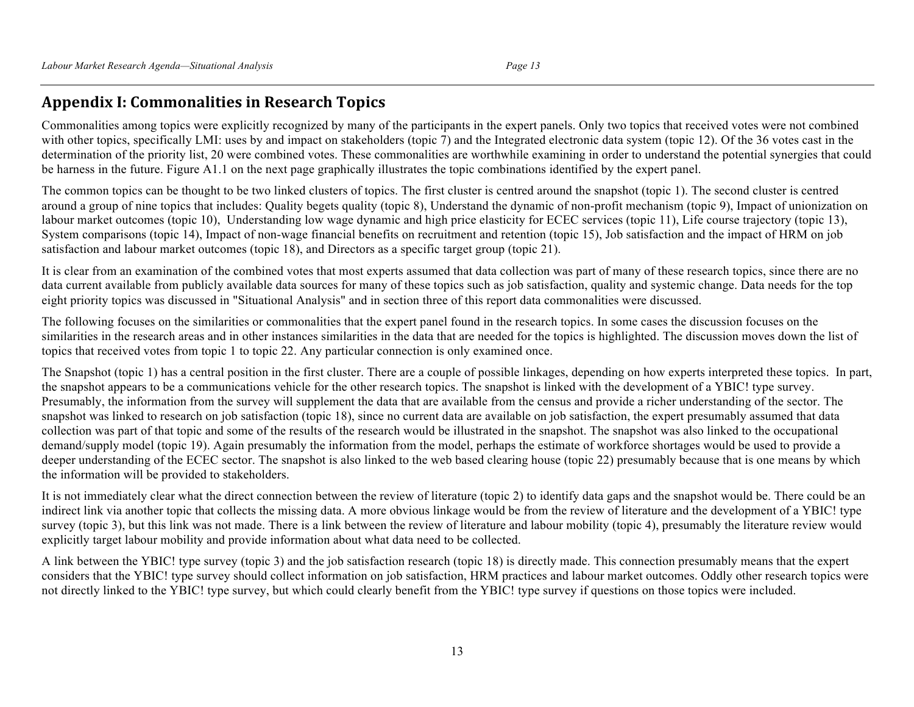## Appendix I: Commonalities in Research Topics

Commonalities among topics were explicitly recognized by many of the participants in the expert panels. Only two topics that received votes were not combined with other topics, specifically LMI: uses by and impact on stakeholders (topic 7) and the Integrated electronic data system (topic 12). Of the 36 votes cast in the determination of the priority list, 20 were combined votes. These commonalities are worthwhile examining in order to understand the potential synergies that could be harness in the future. Figure A1.1 on the next page graphically illustrates the topic combinations identified by the expert panel.

The common topics can be thought to be two linked clusters of topics. The first cluster is centred around the snapshot (topic 1). The second cluster is centred around a group of nine topics that includes: Quality begets quality (topic 8), Understand the dynamic of non-profit mechanism (topic 9), Impact of unionization on labour market outcomes (topic 10), Understanding low wage dynamic and high price elasticity for ECEC services (topic 11), Life course trajectory (topic 13), System comparisons (topic 14), Impact of non-wage financial benefits on recruitment and retention (topic 15), Job satisfaction and the impact of HRM on job satisfaction and labour market outcomes (topic 18), and Directors as a specific target group (topic 21).

It is clear from an examination of the combined votes that most experts assumed that data collection was part of many of these research topics, since there are no data current available from publicly available data sources for many of these topics such as job satisfaction, quality and systemic change. Data needs for the top eight priority topics was discussed in "Situational Analysis" and in section three of this report data commonalities were discussed.

The following focuses on the similarities or commonalities that the expert panel found in the research topics. In some cases the discussion focuses on the similarities in the research areas and in other instances similarities in the data that are needed for the topics is highlighted. The discussion moves down the list of topics that received votes from topic 1 to topic 22. Any particular connection is only examined once.

The Snapshot (topic 1) has a central position in the first cluster. There are a couple of possible linkages, depending on how experts interpreted these topics. In part, the snapshot appears to be a communications vehicle for the other research topics. The snapshot is linked with the development of a YBIC! type survey. Presumably, the information from the survey will supplement the data that are available from the census and provide a richer understanding of the sector. The snapshot was linked to research on job satisfaction (topic 18), since no current data are available on job satisfaction, the expert presumably assumed that data collection was part of that topic and some of the results of the research would be illustrated in the snapshot. The snapshot was also linked to the occupational demand/supply model (topic 19). Again presumably the information from the model, perhaps the estimate of workforce shortages would be used to provide a deeper understanding of the ECEC sector. The snapshot is also linked to the web based clearing house (topic 22) presumably because that is one means by which the information will be provided to stakeholders.

It is not immediately clear what the direct connection between the review of literature (topic 2) to identify data gaps and the snapshot would be. There could be an indirect link via another topic that collects the missing data. A more obvious linkage would be from the review of literature and the development of a YBIC! type survey (topic 3), but this link was not made. There is a link between the review of literature and labour mobility (topic 4), presumably the literature review would explicitly target labour mobility and provide information about what data need to be collected.

A link between the YBIC! type survey (topic 3) and the job satisfaction research (topic 18) is directly made. This connection presumably means that the expert considers that the YBIC! type survey should collect information on job satisfaction, HRM practices and labour market outcomes. Oddly other research topics were not directly linked to the YBIC! type survey, but which could clearly benefit from the YBIC! type survey if questions on those topics were included.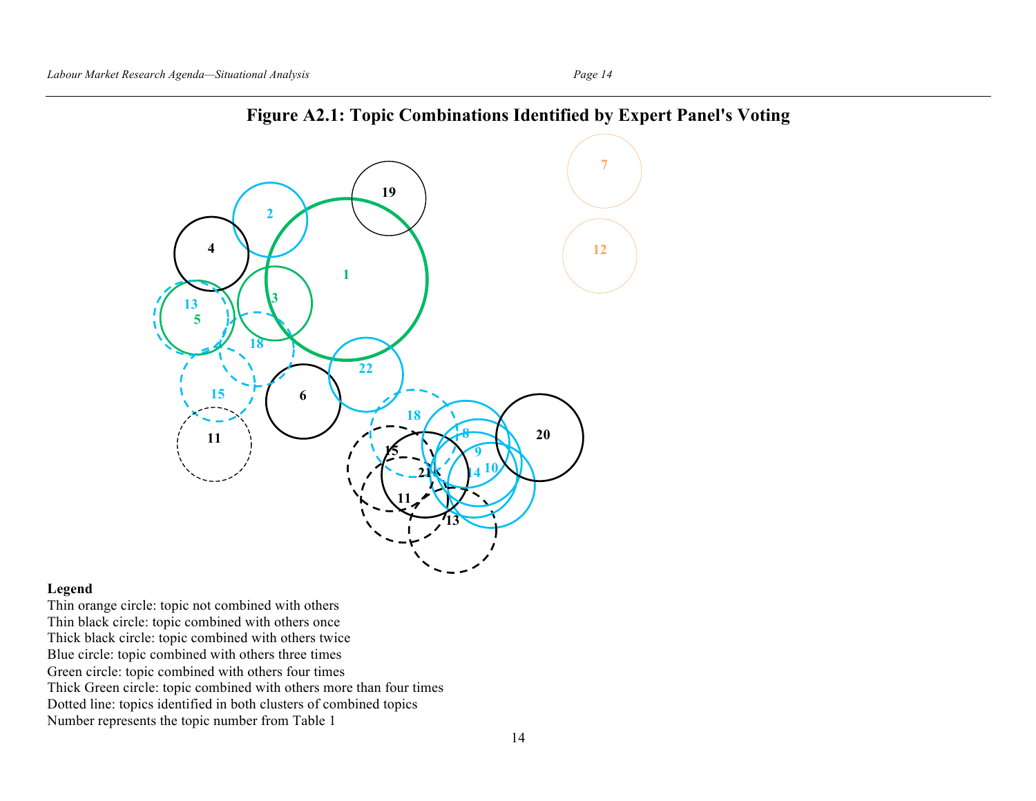## Figure A2.1: Topic Combinations Identified by Expert Panel's Voting

**Legend**

Thin orange circle: topic not combined with others
Thin black circle: topic combined with others once
Thick black circle: topic combined with others twice
Blue circle: topic combined with others three times
Green circle: topic combined with others four times
Thick Green circle: topic combined with others more than four times
Dotted line: topics identified in both clusters of combined topics
Number represents the topic number from Table 1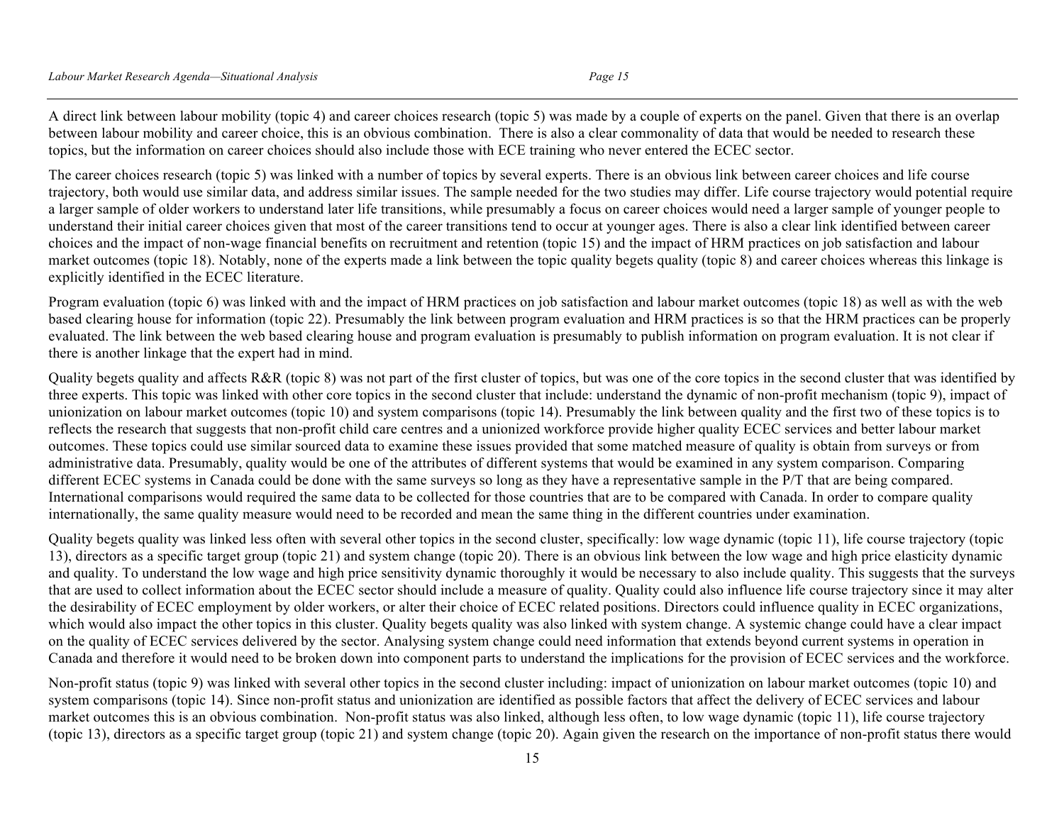A direct link between labour mobility (topic 4) and career choices research (topic 5) was made by a couple of experts on the panel. Given that there is an overlap between labour mobility and career choice, this is an obvious combination. There is also a clear commonality of data that would be needed to research these topics, but the information on career choices should also include those with ECE training who never entered the ECEC sector.

The career choices research (topic 5) was linked with a number of topics by several experts. There is an obvious link between career choices and life course trajectory, both would use similar data, and address similar issues. The sample needed for the two studies may differ. Life course trajectory would potential require a larger sample of older workers to understand later life transitions, while presumably a focus on career choices would need a larger sample of younger people to understand their initial career choices given that most of the career transitions tend to occur at younger ages. There is also a clear link identified between career choices and the impact of non-wage financial benefits on recruitment and retention (topic 15) and the impact of HRM practices on job satisfaction and labour market outcomes (topic 18). Notably, none of the experts made a link between the topic quality begets quality (topic 8) and career choices whereas this linkage is explicitly identified in the ECEC literature.

Program evaluation (topic 6) was linked with and the impact of HRM practices on job satisfaction and labour market outcomes (topic 18) as well as with the web based clearing house for information (topic 22). Presumably the link between program evaluation and HRM practices is so that the HRM practices can be properly evaluated. The link between the web based clearing house and program evaluation is presumably to publish information on program evaluation. It is not clear if there is another linkage that the expert had in mind.

Quality begets quality and affects R&R (topic 8) was not part of the first cluster of topics, but was one of the core topics in the second cluster that was identified by three experts. This topic was linked with other core topics in the second cluster that include: understand the dynamic of non-profit mechanism (topic 9), impact of unionization on labour market outcomes (topic 10) and system comparisons (topic 14). Presumably the link between quality and the first two of these topics is to reflects the research that suggests that non-profit child care centres and a unionized workforce provide higher quality ECEC services and better labour market outcomes. These topics could use similar sourced data to examine these issues provided that some matched measure of quality is obtain from surveys or from administrative data. Presumably, quality would be one of the attributes of different systems that would be examined in any system comparison. Comparing different ECEC systems in Canada could be done with the same surveys so long as they have a representative sample in the P/T that are being compared. International comparisons would required the same data to be collected for those countries that are to be compared with Canada. In order to compare quality internationally, the same quality measure would need to be recorded and mean the same thing in the different countries under examination.

Quality begets quality was linked less often with several other topics in the second cluster, specifically: low wage dynamic (topic 11), life course trajectory (topic 13), directors as a specific target group (topic 21) and system change (topic 20). There is an obvious link between the low wage and high price elasticity dynamic and quality. To understand the low wage and high price sensitivity dynamic thoroughly it would be necessary to also include quality. This suggests that the surveys that are used to collect information about the ECEC sector should include a measure of quality. Quality could also influence life course trajectory since it may alter the desirability of ECEC employment by older workers, or alter their choice of ECEC related positions. Directors could influence quality in ECEC organizations, which would also impact the other topics in this cluster. Quality begets quality was also linked with system change. A systemic change could have a clear impact on the quality of ECEC services delivered by the sector. Analysing system change could need information that extends beyond current systems in operation in Canada and therefore it would need to be broken down into component parts to understand the implications for the provision of ECEC services and the workforce.

Non-profit status (topic 9) was linked with several other topics in the second cluster including: impact of unionization on labour market outcomes (topic 10) and system comparisons (topic 14). Since non-profit status and unionization are identified as possible factors that affect the delivery of ECEC services and labour market outcomes this is an obvious combination. Non-profit status was also linked, although less often, to low wage dynamic (topic 11), life course trajectory (topic 13), directors as a specific target group (topic 21) and system change (topic 20). Again given the research on the importance of non-profit status there would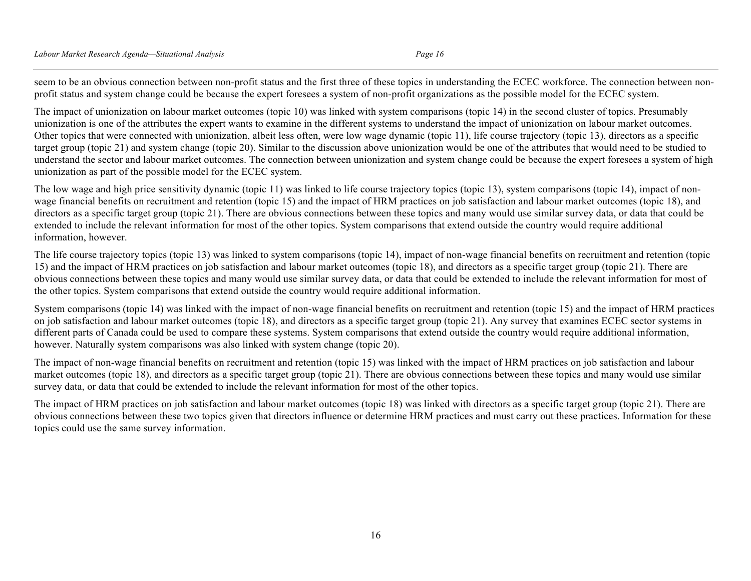seem to be an obvious connection between non-profit status and the first three of these topics in understanding the ECEC workforce. The connection between non-profit status and system change could be because the expert foresees a system of non-profit organizations as the possible model for the ECEC system.

The impact of unionization on labour market outcomes (topic 10) was linked with system comparisons (topic 14) in the second cluster of topics. Presumably unionization is one of the attributes the expert wants to examine in the different systems to understand the impact of unionization on labour market outcomes. Other topics that were connected with unionization, albeit less often, were low wage dynamic (topic 11), life course trajectory (topic 13), directors as a specific target group (topic 21) and system change (topic 20). Similar to the discussion above unionization would be one of the attributes that would need to be studied to understand the sector and labour market outcomes. The connection between unionization and system change could be because the expert foresees a system of high unionization as part of the possible model for the ECEC system.

The low wage and high price sensitivity dynamic (topic 11) was linked to life course trajectory topics (topic 13), system comparisons (topic 14), impact of non-wage financial benefits on recruitment and retention (topic 15) and the impact of HRM practices on job satisfaction and labour market outcomes (topic 18), and directors as a specific target group (topic 21). There are obvious connections between these topics and many would use similar survey data, or data that could be extended to include the relevant information for most of the other topics. System comparisons that extend outside the country would require additional information, however.

The life course trajectory topics (topic 13) was linked to system comparisons (topic 14), impact of non-wage financial benefits on recruitment and retention (topic 15) and the impact of HRM practices on job satisfaction and labour market outcomes (topic 18), and directors as a specific target group (topic 21). There are obvious connections between these topics and many would use similar survey data, or data that could be extended to include the relevant information for most of the other topics. System comparisons that extend outside the country would require additional information.

System comparisons (topic 14) was linked with the impact of non-wage financial benefits on recruitment and retention (topic 15) and the impact of HRM practices on job satisfaction and labour market outcomes (topic 18), and directors as a specific target group (topic 21). Any survey that examines ECEC sector systems in different parts of Canada could be used to compare these systems. System comparisons that extend outside the country would require additional information, however. Naturally system comparisons was also linked with system change (topic 20).

The impact of non-wage financial benefits on recruitment and retention (topic 15) was linked with the impact of HRM practices on job satisfaction and labour market outcomes (topic 18), and directors as a specific target group (topic 21). There are obvious connections between these topics and many would use similar survey data, or data that could be extended to include the relevant information for most of the other topics.

The impact of HRM practices on job satisfaction and labour market outcomes (topic 18) was linked with directors as a specific target group (topic 21). There are obvious connections between these two topics given that directors influence or determine HRM practices and must carry out these practices. Information for these topics could use the same survey information.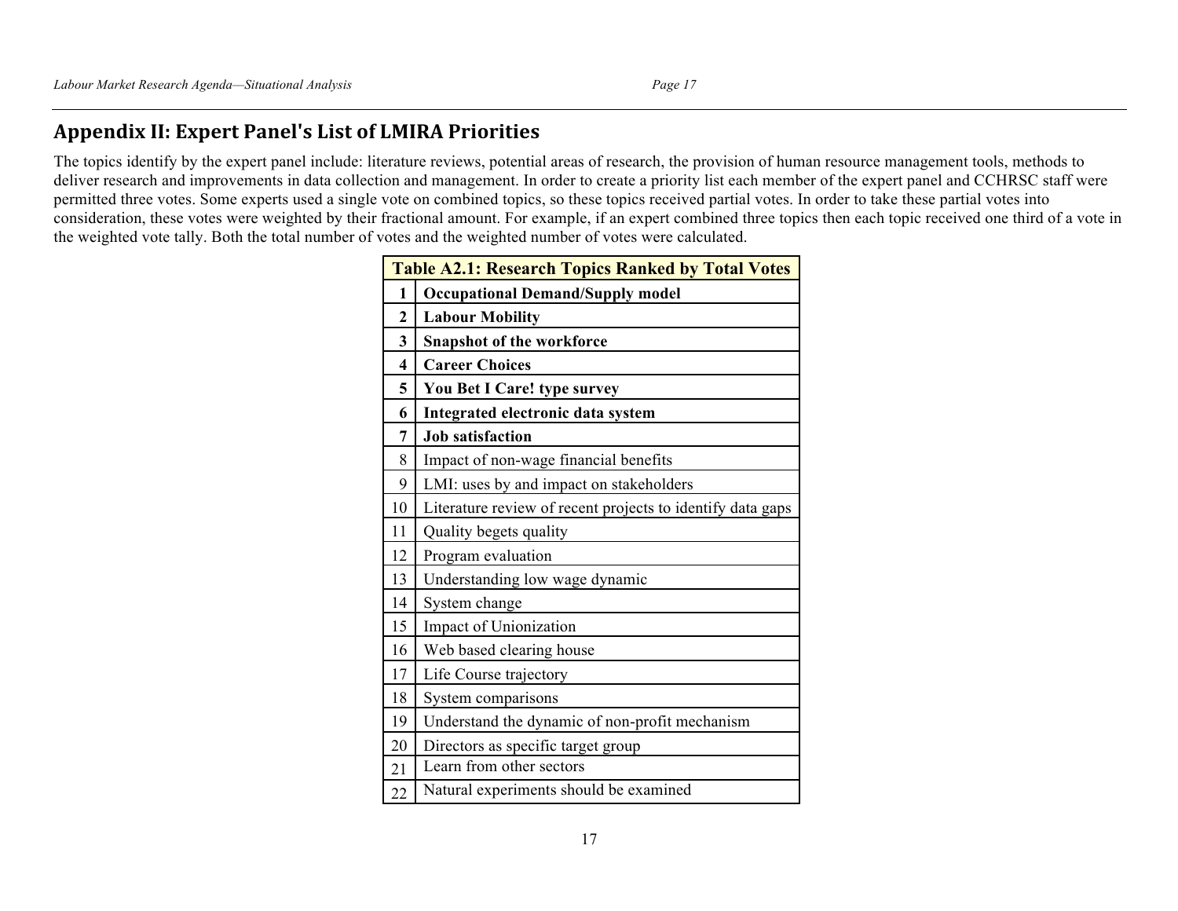## Appendix II: Expert Panel's List of LMIRA Priorities

The topics identify by the expert panel include: literature reviews, potential areas of research, the provision of human resource management tools, methods to deliver research and improvements in data collection and management. In order to create a priority list each member of the expert panel and CCHRSC staff were permitted three votes. Some experts used a single vote on combined topics, so these topics received partial votes. In order to take these partial votes into consideration, these votes were weighted by their fractional amount. For example, if an expert combined three topics then each topic received one third of a vote in the weighted vote tally. Both the total number of votes and the weighted number of votes were calculated.

| **Table A2.1: Research Topics Ranked by Total Votes** | |
|---|---|
| **1** | **Occupational Demand/Supply model** |
| **2** | **Labour Mobility** |
| **3** | **Snapshot of the workforce** |
| **4** | **Career Choices** |
| **5** | **You Bet I Care! type survey** |
| **6** | **Integrated electronic data system** |
| **7** | **Job satisfaction** |
| 8 | Impact of non-wage financial benefits |
| 9 | LMI: uses by and impact on stakeholders |
| 10 | Literature review of recent projects to identify data gaps |
| 11 | Quality begets quality |
| 12 | Program evaluation |
| 13 | Understanding low wage dynamic |
| 14 | System change |
| 15 | Impact of Unionization |
| 16 | Web based clearing house |
| 17 | Life Course trajectory |
| 18 | System comparisons |
| 19 | Understand the dynamic of non-profit mechanism |
| 20 | Directors as specific target group |
| 21 | Learn from other sectors |
| 22 | Natural experiments should be examined |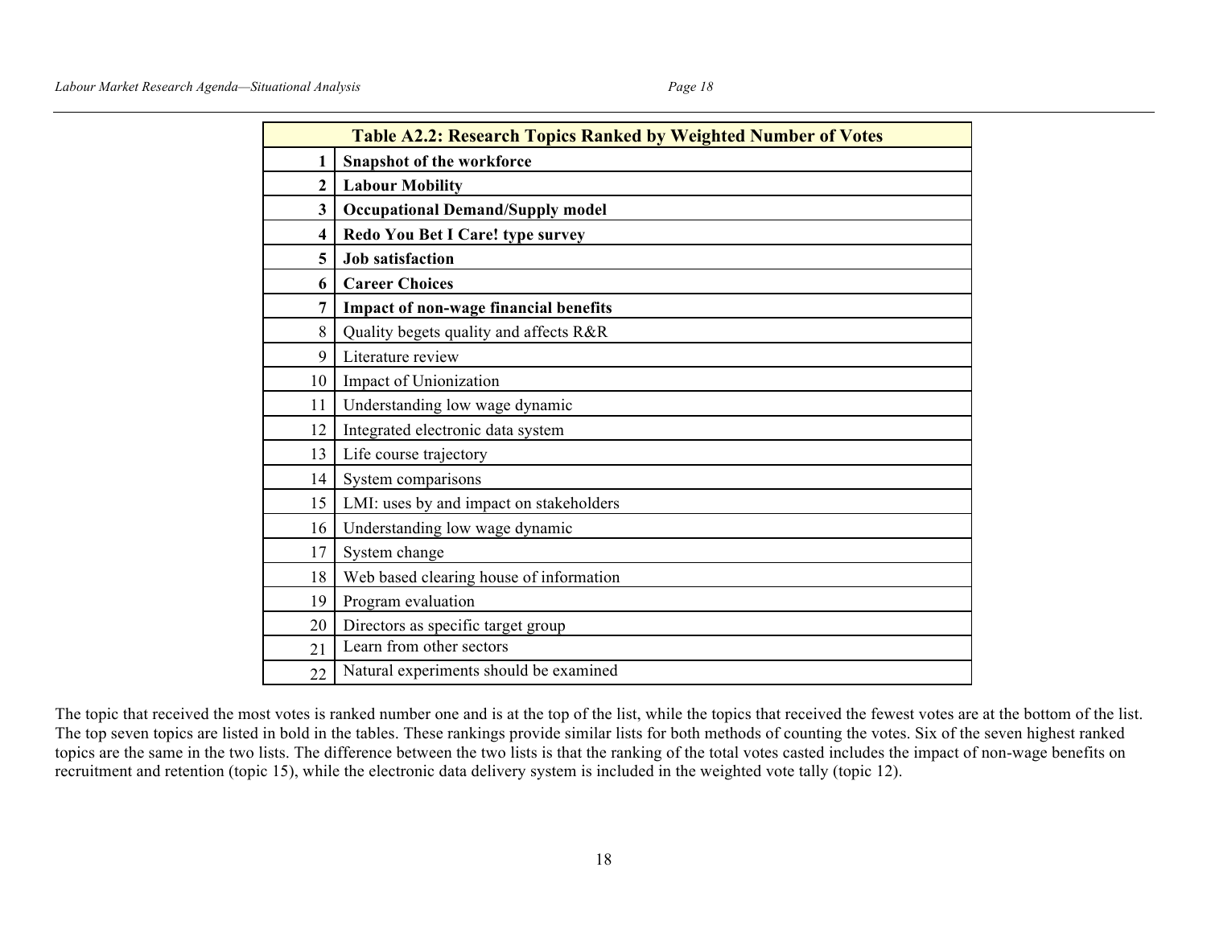| Table A2.2: Research Topics Ranked by Weighted Number of Votes | |
|---|---|
| **1** | **Snapshot of the workforce** |
| **2** | **Labour Mobility** |
| **3** | **Occupational Demand/Supply model** |
| **4** | **Redo You Bet I Care! type survey** |
| **5** | **Job satisfaction** |
| **6** | **Career Choices** |
| **7** | **Impact of non-wage financial benefits** |
| 8 | Quality begets quality and affects R&R |
| 9 | Literature review |
| 10 | Impact of Unionization |
| 11 | Understanding low wage dynamic |
| 12 | Integrated electronic data system |
| 13 | Life course trajectory |
| 14 | System comparisons |
| 15 | LMI: uses by and impact on stakeholders |
| 16 | Understanding low wage dynamic |
| 17 | System change |
| 18 | Web based clearing house of information |
| 19 | Program evaluation |
| 20 | Directors as specific target group |
| 21 | Learn from other sectors |
| 22 | Natural experiments should be examined |

The topic that received the most votes is ranked number one and is at the top of the list, while the topics that received the fewest votes are at the bottom of the list. The top seven topics are listed in bold in the tables. These rankings provide similar lists for both methods of counting the votes. Six of the seven highest ranked topics are the same in the two lists. The difference between the two lists is that the ranking of the total votes casted includes the impact of non-wage benefits on recruitment and retention (topic 15), while the electronic data delivery system is included in the weighted vote tally (topic 12).